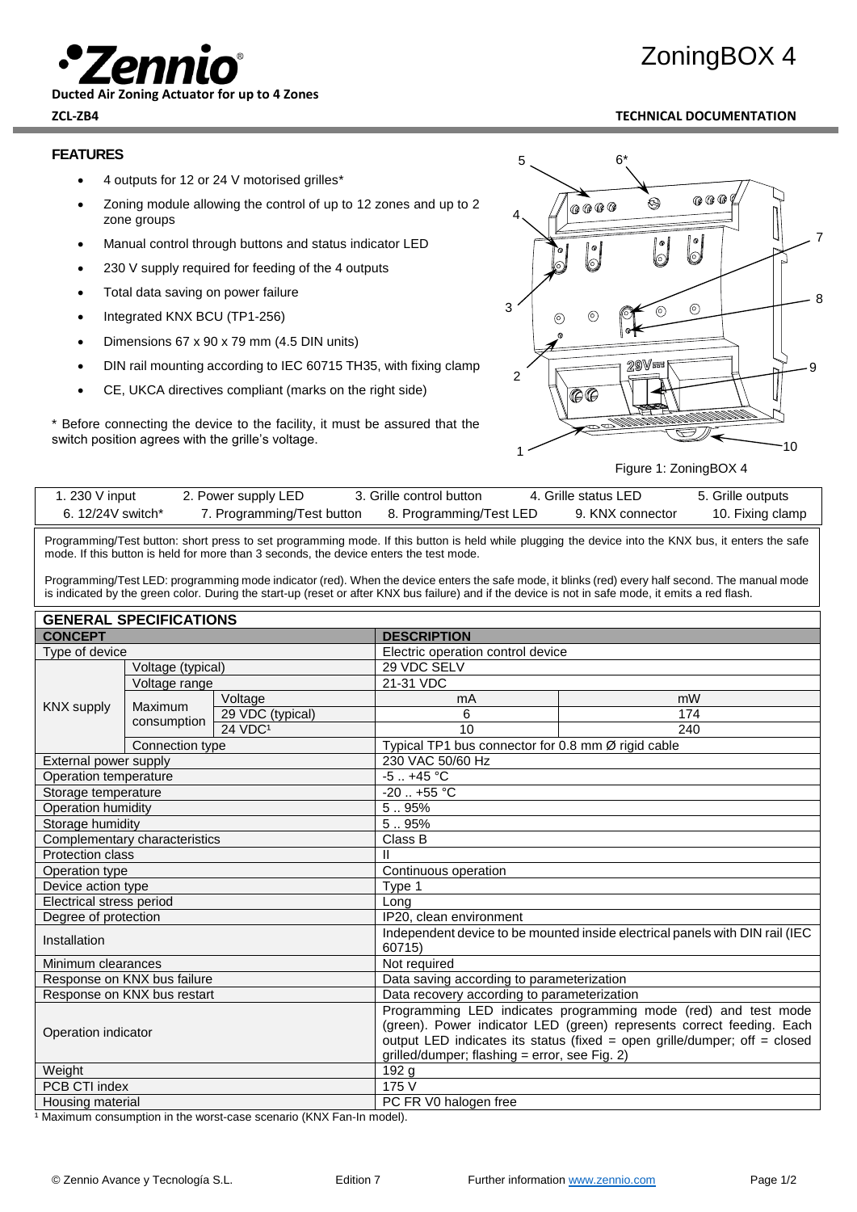# ZoningBOX 4

**Ducted Air Zoning Actuator for up to 4 Zones**

**ZCL-ZB4**

**TECHNICAL DOCUMENTATION**

## FEATURES

- 4 outputs for 12 or 24 V motorised grilles*
- Zoning module allowing the control of up to 12 zones and up to 2 zone groups
- Manual control through buttons and status indicator LED
- 230 V supply required for feeding of the 4 outputs
- Total data saving on power failure
- Integrated KNX BCU (TP1-256)
- Dimensions 67 x 90 x 79 mm (4.5 DIN units)
- DIN rail mounting according to IEC 60715 TH35, with fixing clamp
- CE, UKCA directives compliant (marks on the right side)

\* Before connecting the device to the facility, it must be assured that the switch position agrees with the grille's voltage.

Figure 1: ZoningBOX 4

| | | | | |
|---|---|---|---|---|
| 1. 230 V input | 2. Power supply LED | 3. Grille control button | 4. Grille status LED | 5. Grille outputs |
| 6. 12/24V switch* | 7. Programming/Test button | 8. Programming/Test LED | 9. KNX connector | 10. Fixing clamp |

Programming/Test button: short press to set programming mode. If this button is held while plugging the device into the KNX bus, it enters the safe mode. If this button is held for more than 3 seconds, the device enters the test mode.

Programming/Test LED: programming mode indicator (red). When the device enters the safe mode, it blinks (red) every half second. The manual mode is indicated by the green color. During the start-up (reset or after KNX bus failure) and if the device is not in safe mode, it emits a red flash.

## GENERAL SPECIFICATIONS

| CONCEPT | | | DESCRIPTION | |
|---|---|---|---|---|
| Type of device | | | Electric operation control device | |
| KNX supply | Voltage (typical) | | 29 VDC SELV | |
| | Voltage range | | 21-31 VDC | |
| | Maximum consumption | Voltage | mA | mW |
| | | 29 VDC (typical) | 6 | 174 |
| | | 24 VDC[1] | 10 | 240 |
| | Connection type | | Typical TP1 bus connector for 0.8 mm Ø rigid cable | |
| External power supply | | | 230 VAC 50/60 Hz | |
| Operation temperature | | | -5 .. +45 °C | |
| Storage temperature | | | -20 .. +55 °C | |
| Operation humidity | | | 5 .. 95% | |
| Storage humidity | | | 5 .. 95% | |
| Complementary characteristics | | | Class B | |
| Protection class | | | II | |
| Operation type | | | Continuous operation | |
| Device action type | | | Type 1 | |
| Electrical stress period | | | Long | |
| Degree of protection | | | IP20, clean environment | |
| Installation | | | Independent device to be mounted inside electrical panels with DIN rail (IEC 60715) | |
| Minimum clearances | | | Not required | |
| Response on KNX bus failure | | | Data saving according to parameterization | |
| Response on KNX bus restart | | | Data recovery according to parameterization | |
| Operation indicator | | | Programming LED indicates programming mode (red) and test mode (green). Power indicator LED (green) represents correct feeding. Each output LED indicates its status (fixed = open grille/dumper; off = closed grilled/dumper; flashing = error, see Fig. 2) | |
| Weight | | | 192 g | |
| PCB CTI index | | | 175 V | |
| Housing material | | | PC FR V0 halogen free | |

[1] Maximum consumption in the worst-case scenario (KNX Fan-In model).

© Zennio Avance y Tecnología S.L. Edition 7 Further information www.zennio.com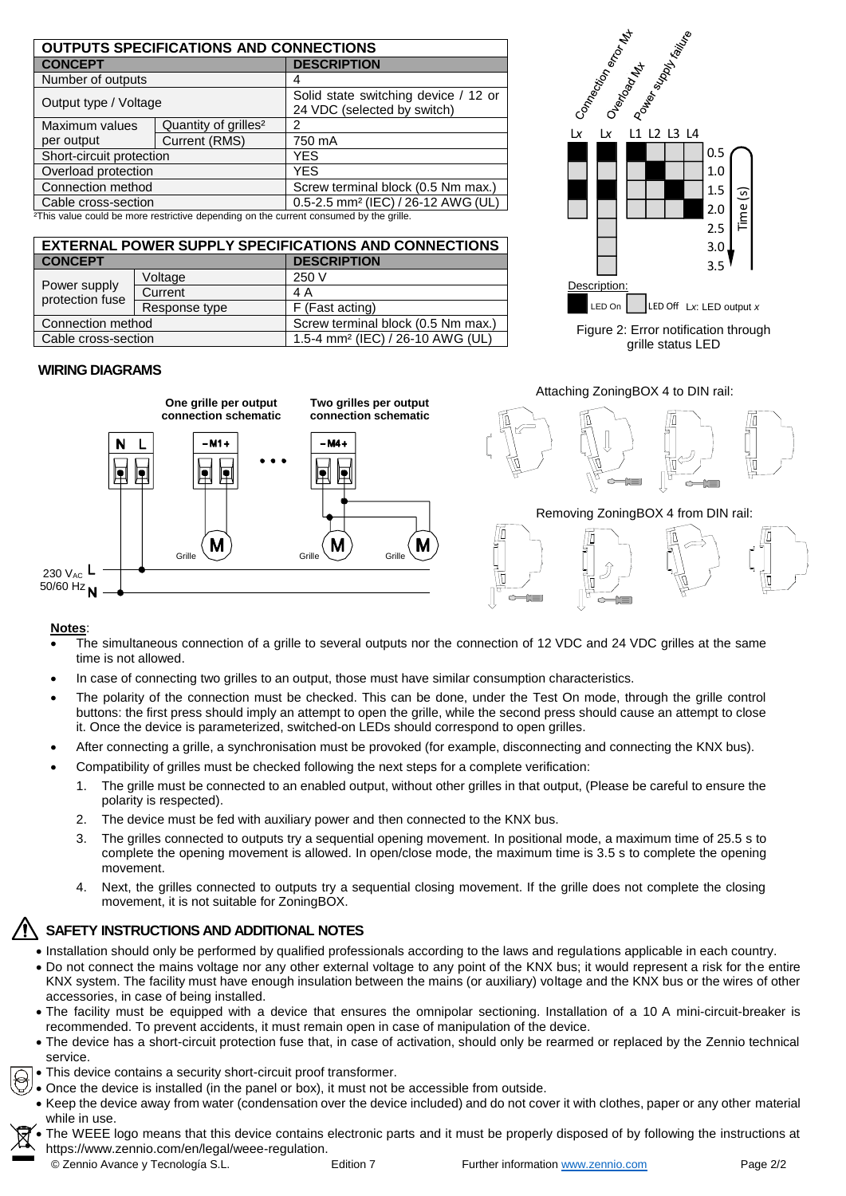| OUTPUTS SPECIFICATIONS AND CONNECTIONS | | |
|---|---|---|
| **CONCEPT** | | **DESCRIPTION** |
| Number of outputs | | 4 |
| Output type / Voltage | | Solid state switching device / 12 or 24 VDC (selected by switch) |
| Maximum values per output | Quantity of grilles[2] | 2 |
| | Current (RMS) | 750 mA |
| Short-circuit protection | | YES |
| Overload protection | | YES |
| Connection method | | Screw terminal block (0.5 Nm max.) |
| Cable cross-section | | 0.5-2.5 mm² (IEC) / 26-12 AWG (UL) |

[2]This value could be more restrictive depending on the current consumed by the grille.

| EXTERNAL POWER SUPPLY SPECIFICATIONS AND CONNECTIONS | | |
|---|---|---|
| **CONCEPT** | | **DESCRIPTION** |
| Power supply protection fuse | Voltage | 250 V |
| | Current | 4 A |
| | Response type | F (Fast acting) |
| Connection method | | Screw terminal block (0.5 Nm max.) |
| Cable cross-section | | 1.5-4 mm² (IEC) / 26-10 AWG (UL) |

Connection error Mx
Overload Mx
Power supply failure
Lx Lx L1 L2 L3 L4
0.5
1.0
1.5
2.0
2.5
3.0
3.5
Time (s)
Description:
LED On LED Off Lx: LED output x

Figure 2: Error notification through grille status LED

## WIRING DIAGRAMS

One grille per output connection schematic
Two grilles per output connection schematic
N L
-M1+
-M4+
M
Grille
Grille
Grille
230 $V_{AC}$ L
50/60 Hz N

Attaching ZoningBOX 4 to DIN rail:

Removing ZoningBOX 4 from DIN rail:

**Notes**:

- The simultaneous connection of a grille to several outputs nor the connection of 12 VDC and 24 VDC grilles at the same time is not allowed.
- In case of connecting two grilles to an output, those must have similar consumption characteristics.
- The polarity of the connection must be checked. This can be done, under the Test On mode, through the grille control buttons: the first press should imply an attempt to open the grille, while the second press should cause an attempt to close it. Once the device is parameterized, switched-on LEDs should correspond to open grilles.
- After connecting a grille, a synchronisation must be provoked (for example, disconnecting and connecting the KNX bus).
- Compatibility of grilles must be checked following the next steps for a complete verification:
  1. The grille must be connected to an enabled output, without other grilles in that output, (Please be careful to ensure the polarity is respected).
  2. The device must be fed with auxiliary power and then connected to the KNX bus.
  3. The grilles connected to outputs try a sequential opening movement. In positional mode, a maximum time of 25.5 s to complete the opening movement is allowed. In open/close mode, the maximum time is 3.5 s to complete the opening movement.
  4. Next, the grilles connected to outputs try a sequential closing movement. If the grille does not complete the closing movement, it is not suitable for ZoningBOX.

## SAFETY INSTRUCTIONS AND ADDITIONAL NOTES

- Installation should only be performed by qualified professionals according to the laws and regulations applicable in each country.
- Do not connect the mains voltage nor any other external voltage to any point of the KNX bus; it would represent a risk for the entire KNX system. The facility must have enough insulation between the mains (or auxiliary) voltage and the KNX bus or the wires of other accessories, in case of being installed.
- The facility must be equipped with a device that ensures the omnipolar sectioning. Installation of a 10 A mini-circuit-breaker is recommended. To prevent accidents, it must remain open in case of manipulation of the device.
- The device has a short-circuit protection fuse that, in case of activation, should only be rearmed or replaced by the Zennio technical service.
- This device contains a security short-circuit proof transformer.
- Once the device is installed (in the panel or box), it must not be accessible from outside.
- Keep the device away from water (condensation over the device included) and do not cover it with clothes, paper or any other material while in use.
- The WEEE logo means that this device contains electronic parts and it must be properly disposed of by following the instructions at https://www.zennio.com/en/legal/weee-regulation.

© Zennio Avance y Tecnología S.L. Edition 7 Further information www.zennio.com